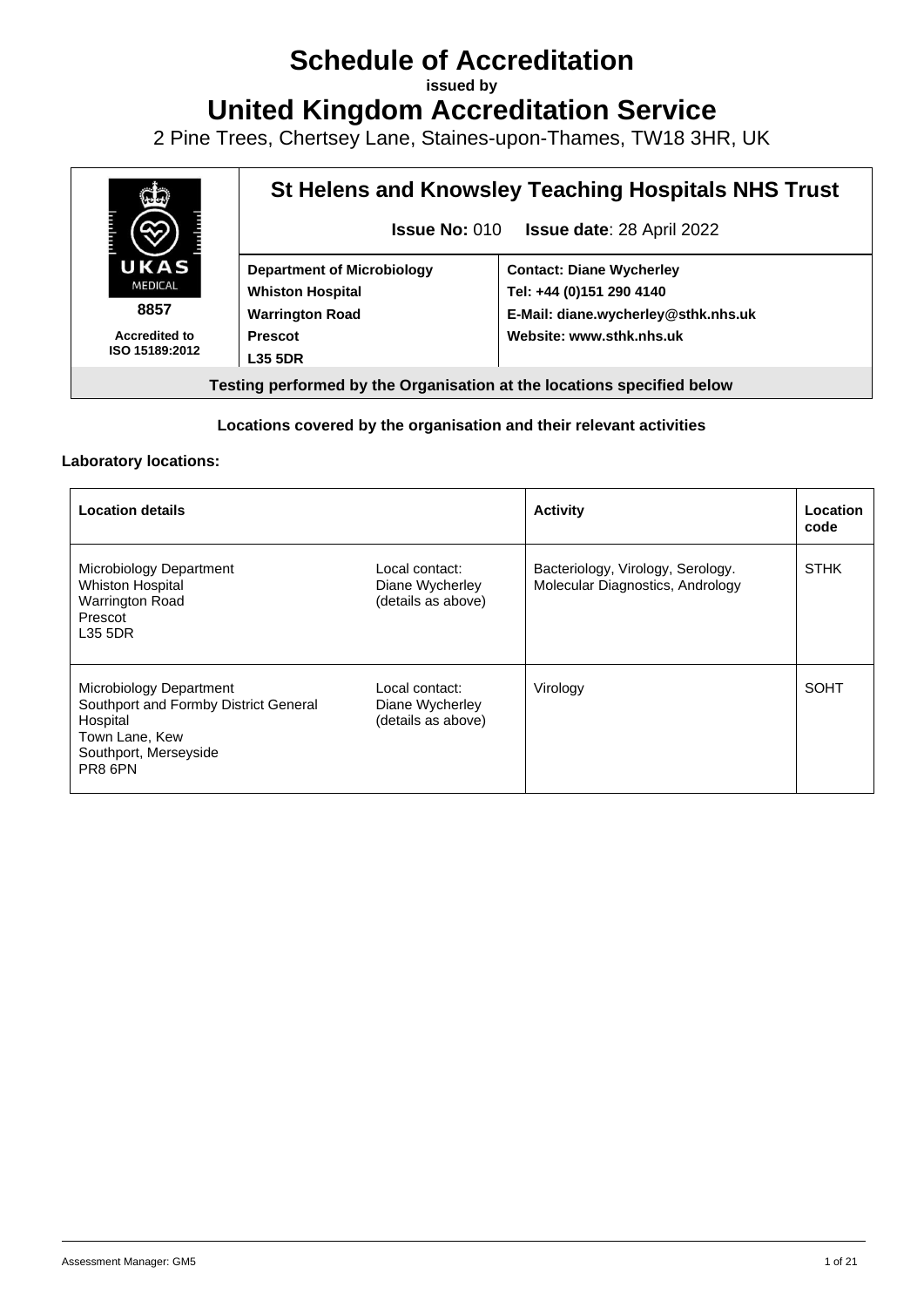# Schedule of Accreditation

**issued by**

# United Kingdom Accreditation Service

2 Pine Trees, Chertsey Lane, Staines-upon-Thames, TW18 3HR, UK

| UKAS MEDICAL 8857 Accredited to ISO 15189:2012 | **St Helens and Knowsley Teaching Hospitals NHS Trust** | |
|---|---|---|
| | **Issue No:** 010 **Issue date**: 28 April 2022 | |
| | **Department of Microbiology**<br>**Whiston Hospital**<br>**Warrington Road**<br>**Prescot**<br>**L35 5DR** | **Contact: Diane Wycherley**<br>**Tel: +44 (0)151 290 4140**<br>**E-Mail: diane.wycherley@sthk.nhs.uk**<br>**Website: www.sthk.nhs.uk** |
| **Testing performed by the Organisation at the locations specified below** | | |

**Locations covered by the organisation and their relevant activities**

**Laboratory locations:**

| Location details | | Activity | Location code |
|---|---|---|---|
| Microbiology Department<br>Whiston Hospital<br>Warrington Road<br>Prescot<br>L35 5DR | Local contact:<br>Diane Wycherley<br>(details as above) | Bacteriology, Virology, Serology. Molecular Diagnostics, Andrology | STHK |
| Microbiology Department<br>Southport and Formby District General Hospital<br>Town Lane, Kew<br>Southport, Merseyside<br>PR8 6PN | Local contact:<br>Diane Wycherley<br>(details as above) | Virology | SOHT |

Assessment Manager: GM5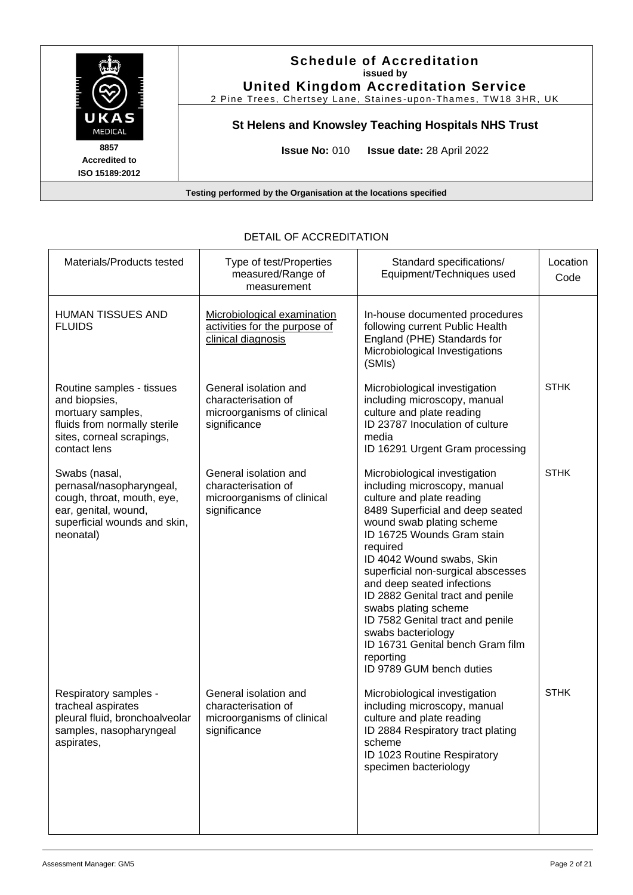**Schedule of Accreditation**
**issued by**
**United Kingdom Accreditation Service**
2 Pine Trees, Chertsey Lane, Staines-upon-Thames, TW18 3HR, UK

UKAS MEDICAL
8857
Accredited to
ISO 15189:2012

**St Helens and Knowsley Teaching Hospitals NHS Trust**

**Issue No:** 010 **Issue date:** 28 April 2022

**Testing performed by the Organisation at the locations specified**

DETAIL OF ACCREDITATION

| Materials/Products tested | Type of test/Properties measured/Range of measurement | Standard specifications/ Equipment/Techniques used | Location Code |
|---|---|---|---|
| HUMAN TISSUES AND FLUIDS | <u>Microbiological examination activities for the purpose of clinical diagnosis</u> | In-house documented procedures following current Public Health England (PHE) Standards for Microbiological Investigations (SMIs) | |
| Routine samples - tissues and biopsies, mortuary samples, fluids from normally sterile sites, corneal scrapings, contact lens | General isolation and characterisation of microorganisms of clinical significance | Microbiological investigation including microscopy, manual culture and plate reading<br>ID 23787 Inoculation of culture media<br>ID 16291 Urgent Gram processing | STHK |
| Swabs (nasal, pernasal/nasopharyngeal, cough, throat, mouth, eye, ear, genital, wound, superficial wounds and skin, neonatal) | General isolation and characterisation of microorganisms of clinical significance | Microbiological investigation including microscopy, manual culture and plate reading<br>8489 Superficial and deep seated wound swab plating scheme<br>ID 16725 Wounds Gram stain required<br>ID 4042 Wound swabs, Skin superficial non-surgical abscesses and deep seated infections<br>ID 2882 Genital tract and penile swabs plating scheme<br>ID 7582 Genital tract and penile swabs bacteriology<br>ID 16731 Genital bench Gram film reporting<br>ID 9789 GUM bench duties | STHK |
| Respiratory samples - tracheal aspirates pleural fluid, bronchoalveolar samples, nasopharyngeal aspirates, | General isolation and characterisation of microorganisms of clinical significance | Microbiological investigation including microscopy, manual culture and plate reading<br>ID 2884 Respiratory tract plating scheme<br>ID 1023 Routine Respiratory specimen bacteriology | STHK |

Assessment Manager: GM5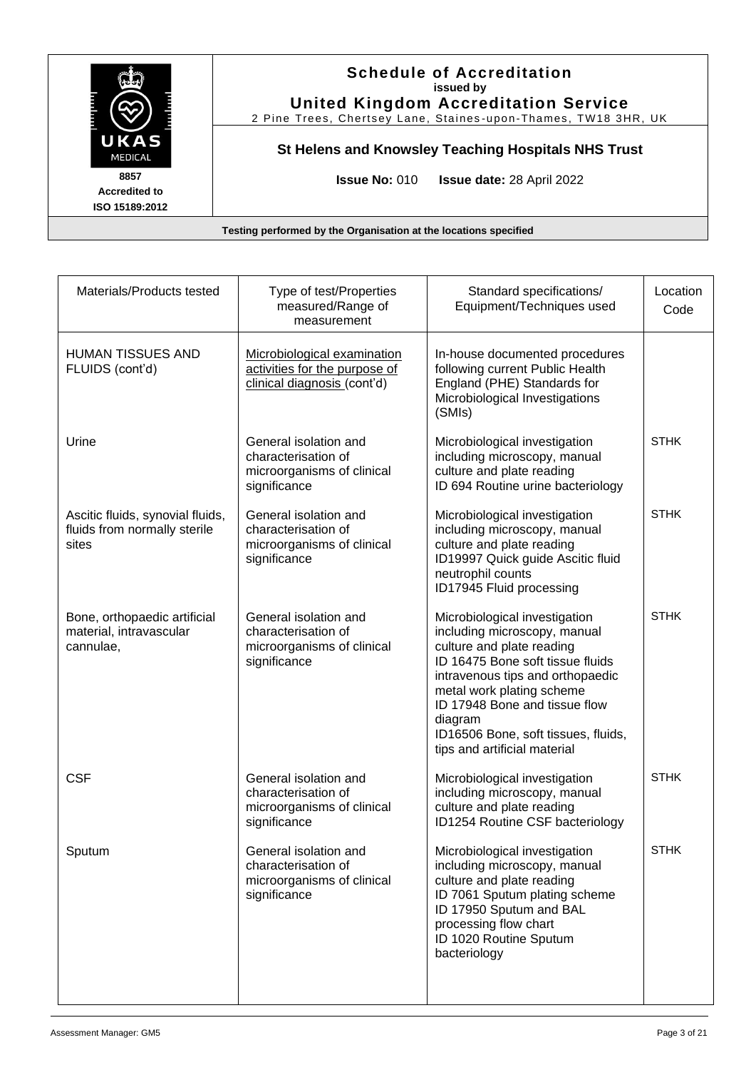**Schedule of Accreditation**
**issued by**
**United Kingdom Accreditation Service**
2 Pine Trees, Chertsey Lane, Staines-upon-Thames, TW18 3HR, UK

**8857**
**Accredited to**
**ISO 15189:2012**

**St Helens and Knowsley Teaching Hospitals NHS Trust**

**Issue No:** 010 **Issue date:** 28 April 2022

**Testing performed by the Organisation at the locations specified**

| Materials/Products tested | Type of test/Properties measured/Range of measurement | Standard specifications/ Equipment/Techniques used | Location Code |
|---|---|---|---|
| HUMAN TISSUES AND FLUIDS (cont'd) | Microbiological examination activities for the purpose of clinical diagnosis (cont'd) | In-house documented procedures following current Public Health England (PHE) Standards for Microbiological Investigations (SMIs) | |
| Urine | General isolation and characterisation of microorganisms of clinical significance | Microbiological investigation including microscopy, manual culture and plate reading<br>ID 694 Routine urine bacteriology | STHK |
| Ascitic fluids, synovial fluids, fluids from normally sterile sites | General isolation and characterisation of microorganisms of clinical significance | Microbiological investigation including microscopy, manual culture and plate reading<br>ID19997 Quick guide Ascitic fluid neutrophil counts<br>ID17945 Fluid processing | STHK |
| Bone, orthopaedic artificial material, intravascular cannulae, | General isolation and characterisation of microorganisms of clinical significance | Microbiological investigation including microscopy, manual culture and plate reading<br>ID 16475 Bone soft tissue fluids intravenous tips and orthopaedic metal work plating scheme<br>ID 17948 Bone and tissue flow diagram<br>ID16506 Bone, soft tissues, fluids, tips and artificial material | STHK |
| CSF | General isolation and characterisation of microorganisms of clinical significance | Microbiological investigation including microscopy, manual culture and plate reading<br>ID1254 Routine CSF bacteriology | STHK |
| Sputum | General isolation and characterisation of microorganisms of clinical significance | Microbiological investigation including microscopy, manual culture and plate reading<br>ID 7061 Sputum plating scheme<br>ID 17950 Sputum and BAL processing flow chart<br>ID 1020 Routine Sputum bacteriology | STHK |

Assessment Manager: GM5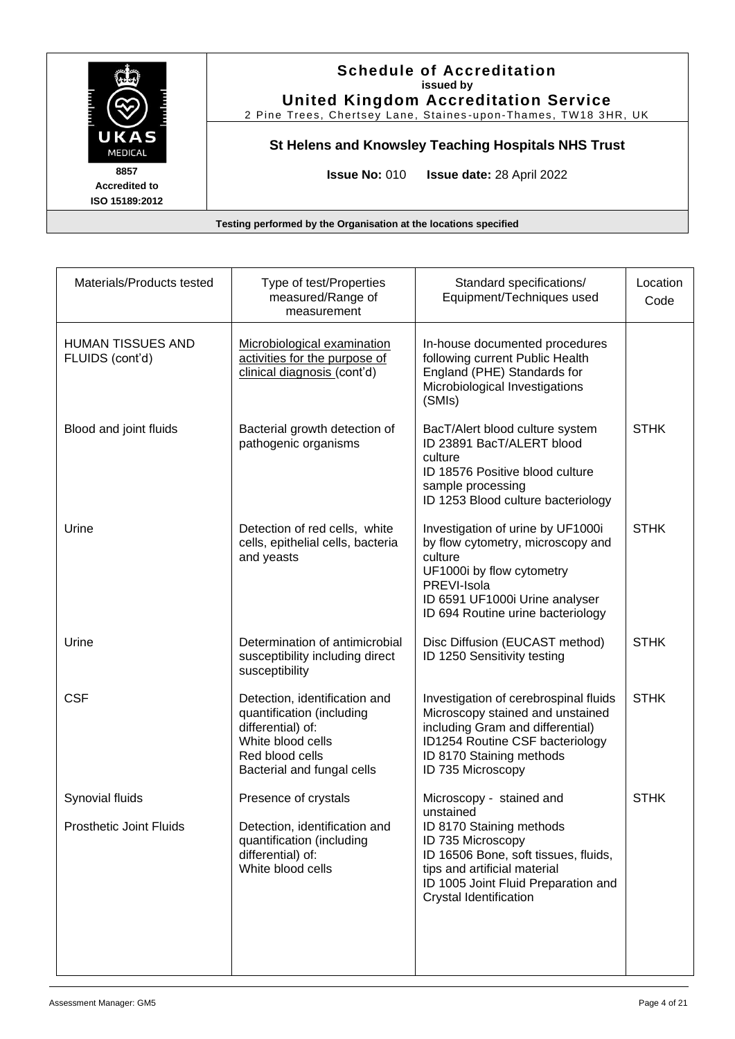# Schedule of Accreditation

**issued by**

**United Kingdom Accreditation Service**

2 Pine Trees, Chertsey Lane, Staines-upon-Thames, TW18 3HR, UK

**8857**
**Accredited to**
**ISO 15189:2012**

## St Helens and Knowsley Teaching Hospitals NHS Trust

**Issue No:** 010 **Issue date:** 28 April 2022

**Testing performed by the Organisation at the locations specified**

| Materials/Products tested | Type of test/Properties measured/Range of measurement | Standard specifications/ Equipment/Techniques used | Location Code |
|---|---|---|---|
| HUMAN TISSUES AND FLUIDS (cont'd) | Microbiological examination activities for the purpose of clinical diagnosis (cont'd) | In-house documented procedures following current Public Health England (PHE) Standards for Microbiological Investigations (SMIs) | |
| Blood and joint fluids | Bacterial growth detection of pathogenic organisms | BacT/Alert blood culture system<br>ID 23891 BacT/ALERT blood culture<br>ID 18576 Positive blood culture sample processing<br>ID 1253 Blood culture bacteriology | STHK |
| Urine | Detection of red cells, white cells, epithelial cells, bacteria and yeasts | Investigation of urine by UF1000i by flow cytometry, microscopy and culture<br>UF1000i by flow cytometry<br>PREVI-Isola<br>ID 6591 UF1000i Urine analyser<br>ID 694 Routine urine bacteriology | STHK |
| Urine | Determination of antimicrobial susceptibility including direct susceptibility | Disc Diffusion (EUCAST method)<br>ID 1250 Sensitivity testing | STHK |
| CSF | Detection, identification and quantification (including differential) of:<br>White blood cells<br>Red blood cells<br>Bacterial and fungal cells | Investigation of cerebrospinal fluids<br>Microscopy stained and unstained including Gram and differential)<br>ID1254 Routine CSF bacteriology<br>ID 8170 Staining methods<br>ID 735 Microscopy | STHK |
| Synovial fluids<br><br>Prosthetic Joint Fluids | Presence of crystals<br><br>Detection, identification and quantification (including differential) of:<br>White blood cells | Microscopy - stained and unstained<br>ID 8170 Staining methods<br>ID 735 Microscopy<br>ID 16506 Bone, soft tissues, fluids, tips and artificial material<br>ID 1005 Joint Fluid Preparation and Crystal Identification | STHK |

Assessment Manager: GM5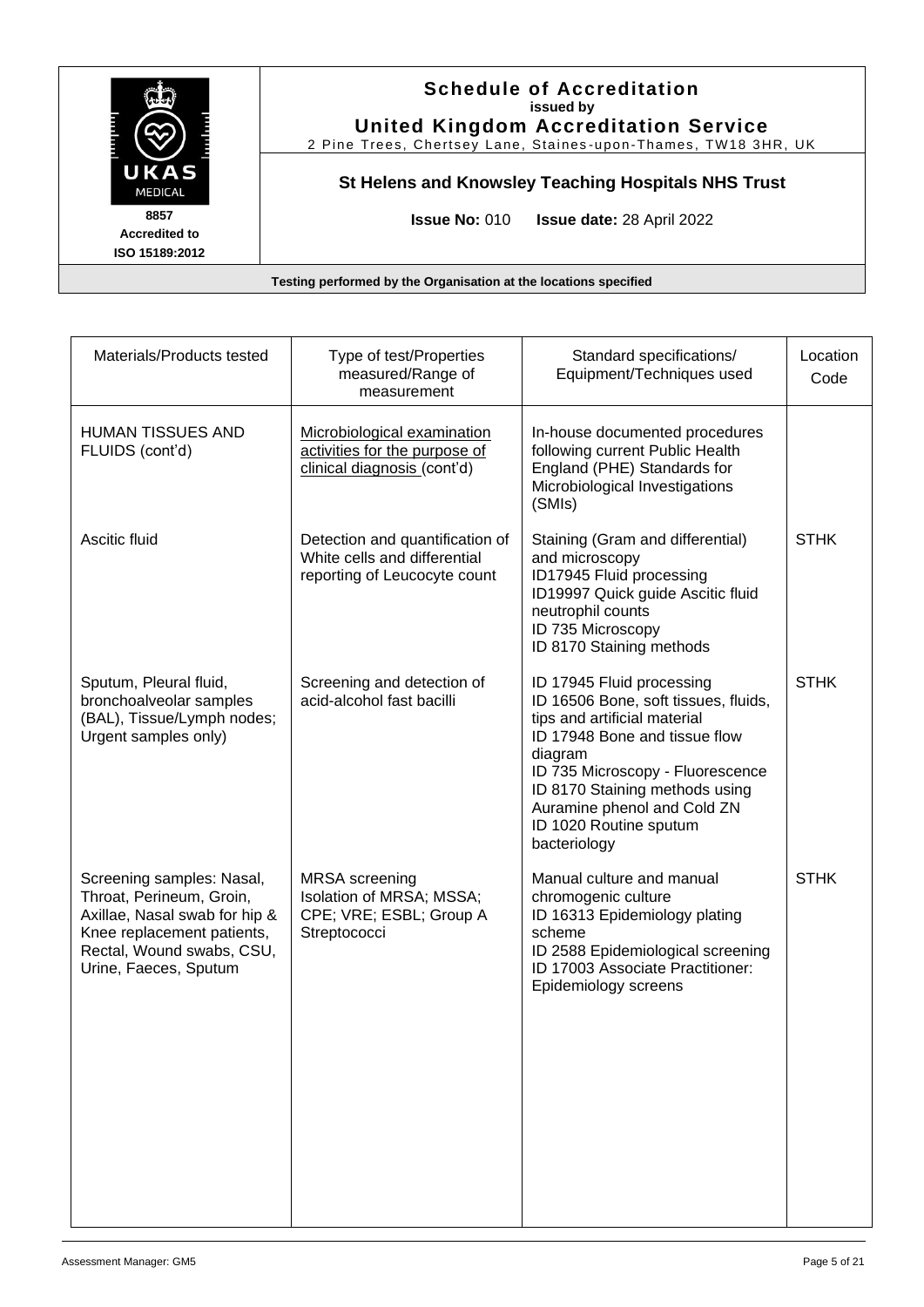| Materials/Products tested | Type of test/Properties measured/Range of measurement | Standard specifications/ Equipment/Techniques used | Location Code |
|---|---|---|---|
| HUMAN TISSUES AND FLUIDS (cont'd) | Microbiological examination activities for the purpose of clinical diagnosis (cont'd) | In-house documented procedures following current Public Health England (PHE) Standards for Microbiological Investigations (SMIs) | |
| Ascitic fluid | Detection and quantification of White cells and differential reporting of Leucocyte count | Staining (Gram and differential) and microscopy<br>ID17945 Fluid processing<br>ID19997 Quick guide Ascitic fluid neutrophil counts<br>ID 735 Microscopy<br>ID 8170 Staining methods | STHK |
| Sputum, Pleural fluid, bronchoalveolar samples (BAL), Tissue/Lymph nodes; Urgent samples only) | Screening and detection of acid-alcohol fast bacilli | ID 17945 Fluid processing<br>ID 16506 Bone, soft tissues, fluids, tips and artificial material<br>ID 17948 Bone and tissue flow diagram<br>ID 735 Microscopy - Fluorescence<br>ID 8170 Staining methods using Auramine phenol and Cold ZN<br>ID 1020 Routine sputum bacteriology | STHK |
| Screening samples: Nasal, Throat, Perineum, Groin, Axillae, Nasal swab for hip & Knee replacement patients, Rectal, Wound swabs, CSU, Urine, Faeces, Sputum | MRSA screening<br>Isolation of MRSA; MSSA; CPE; VRE; ESBL; Group A Streptococci | Manual culture and manual chromogenic culture<br>ID 16313 Epidemiology plating scheme<br>ID 2588 Epidemiological screening<br>ID 17003 Associate Practitioner: Epidemiology screens | STHK |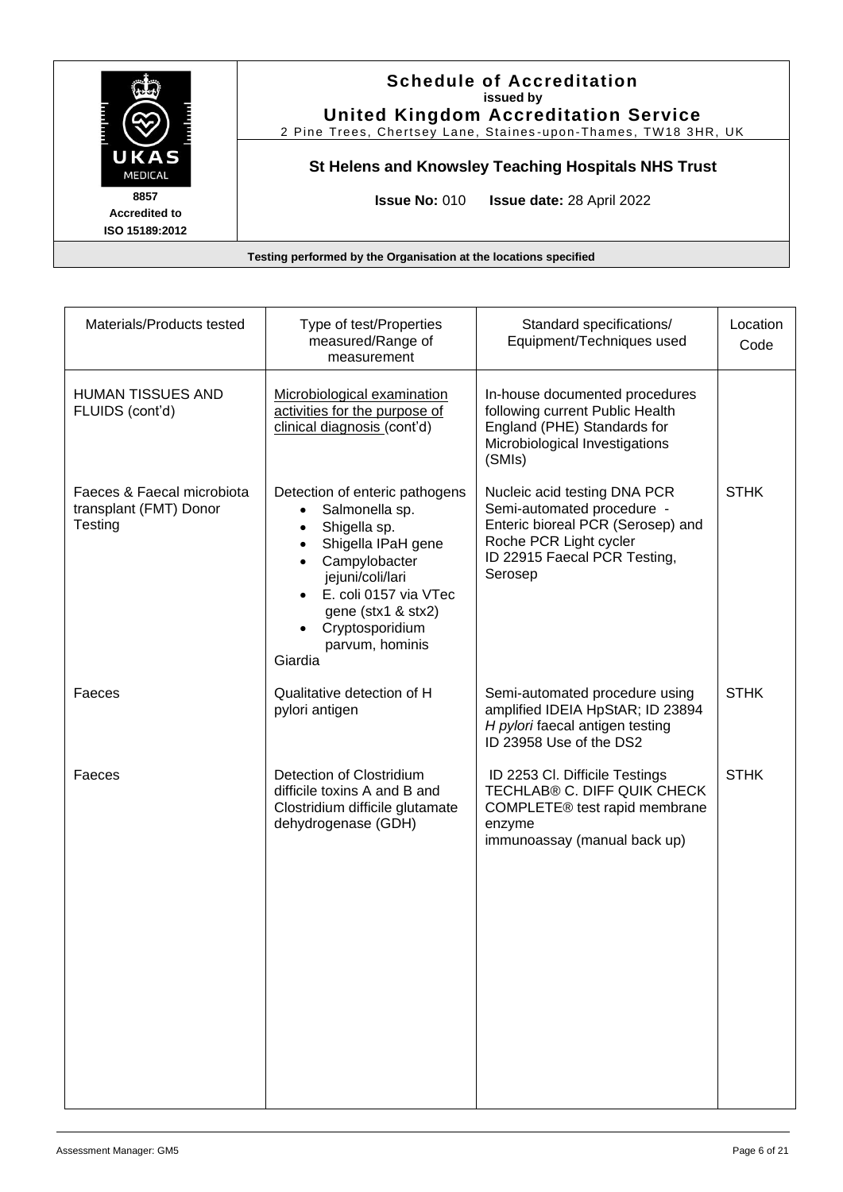**Schedule of Accreditation**
**issued by**
**United Kingdom Accreditation Service**
2 Pine Trees, Chertsey Lane, Staines-upon-Thames, TW18 3HR, UK

**St Helens and Knowsley Teaching Hospitals NHS Trust**

8857
Accredited to
ISO 15189:2012

**Issue No:** 010 **Issue date:** 28 April 2022

**Testing performed by the Organisation at the locations specified**

| Materials/Products tested | Type of test/Properties measured/Range of measurement | Standard specifications/ Equipment/Techniques used | Location Code |
|---|---|---|---|
| HUMAN TISSUES AND FLUIDS (cont'd) | Microbiological examination activities for the purpose of clinical diagnosis (cont'd) | In-house documented procedures following current Public Health England (PHE) Standards for Microbiological Investigations (SMIs) | |
| Faeces & Faecal microbiota transplant (FMT) Donor Testing | Detection of enteric pathogens<br>• Salmonella sp.<br>• Shigella sp.<br>• Shigella IPaH gene<br>• Campylobacter jejuni/coli/lari<br>• E. coli 0157 via VTec gene (stx1 & stx2)<br>• Cryptosporidium parvum, hominis<br>Giardia | Nucleic acid testing DNA PCR Semi-automated procedure - Enteric bioreal PCR (Serosep) and Roche PCR Light cycler<br>ID 22915 Faecal PCR Testing, Serosep | STHK |
| Faeces | Qualitative detection of H pylori antigen | Semi-automated procedure using amplified IDEIA HpStAR; ID 23894 *H pylori* faecal antigen testing<br>ID 23958 Use of the DS2 | STHK |
| Faeces | Detection of Clostridium difficile toxins A and B and Clostridium difficile glutamate dehydrogenase (GDH) | ID 2253 Cl. Difficile Testings TECHLAB® C. DIFF QUIK CHECK COMPLETE® test rapid membrane enzyme immunoassay (manual back up) | STHK |

Assessment Manager: GM5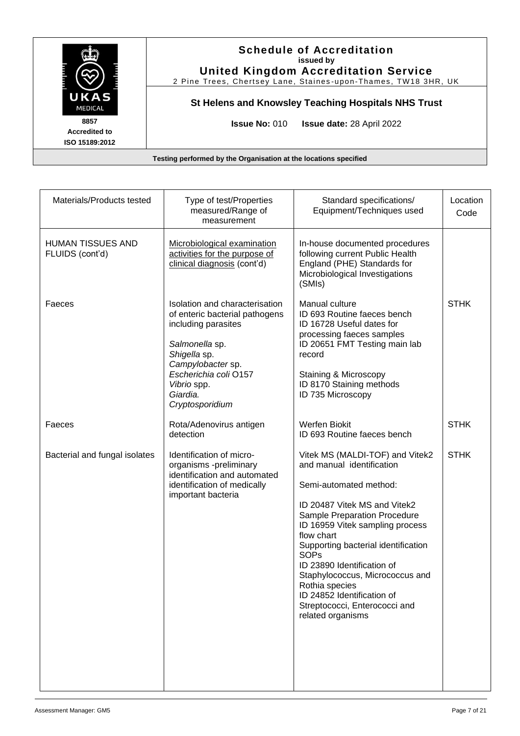# Schedule of Accreditation

issued by

**United Kingdom Accreditation Service**

2 Pine Trees, Chertsey Lane, Staines-upon-Thames, TW18 3HR, UK

8857
Accredited to
ISO 15189:2012

**St Helens and Knowsley Teaching Hospitals NHS Trust**

**Issue No:** 010 **Issue date:** 28 April 2022

**Testing performed by the Organisation at the locations specified**

| Materials/Products tested | Type of test/Properties measured/Range of measurement | Standard specifications/ Equipment/Techniques used | Location Code |
|---|---|---|---|
| HUMAN TISSUES AND FLUIDS (cont'd) | Microbiological examination activities for the purpose of clinical diagnosis (cont'd) | In-house documented procedures following current Public Health England (PHE) Standards for Microbiological Investigations (SMIs) | |
| Faeces | Isolation and characterisation of enteric bacterial pathogens including parasites<br><br>*Salmonella* sp.<br>*Shigella* sp.<br>*Campylobacter* sp.<br>*Escherichia coli* O157<br>*Vibrio* spp.<br>*Giardia.*<br>*Cryptosporidium* | Manual culture<br>ID 693 Routine faeces bench<br>ID 16728 Useful dates for processing faeces samples<br>ID 20651 FMT Testing main lab record<br><br>Staining & Microscopy<br>ID 8170 Staining methods<br>ID 735 Microscopy | STHK |
| Faeces | Rota/Adenovirus antigen detection | Werfen Biokit<br>ID 693 Routine faeces bench | STHK |
| Bacterial and fungal isolates | Identification of micro-organisms -preliminary identification and automated identification of medically important bacteria | Vitek MS (MALDI-TOF) and Vitek2 and manual identification<br><br>Semi-automated method:<br><br>ID 20487 Vitek MS and Vitek2 Sample Preparation Procedure<br>ID 16959 Vitek sampling process flow chart<br>Supporting bacterial identification SOPs<br>ID 23890 Identification of Staphylococcus, Micrococcus and Rothia species<br>ID 24852 Identification of Streptococci, Enterococci and related organisms | STHK |

Assessment Manager: GM5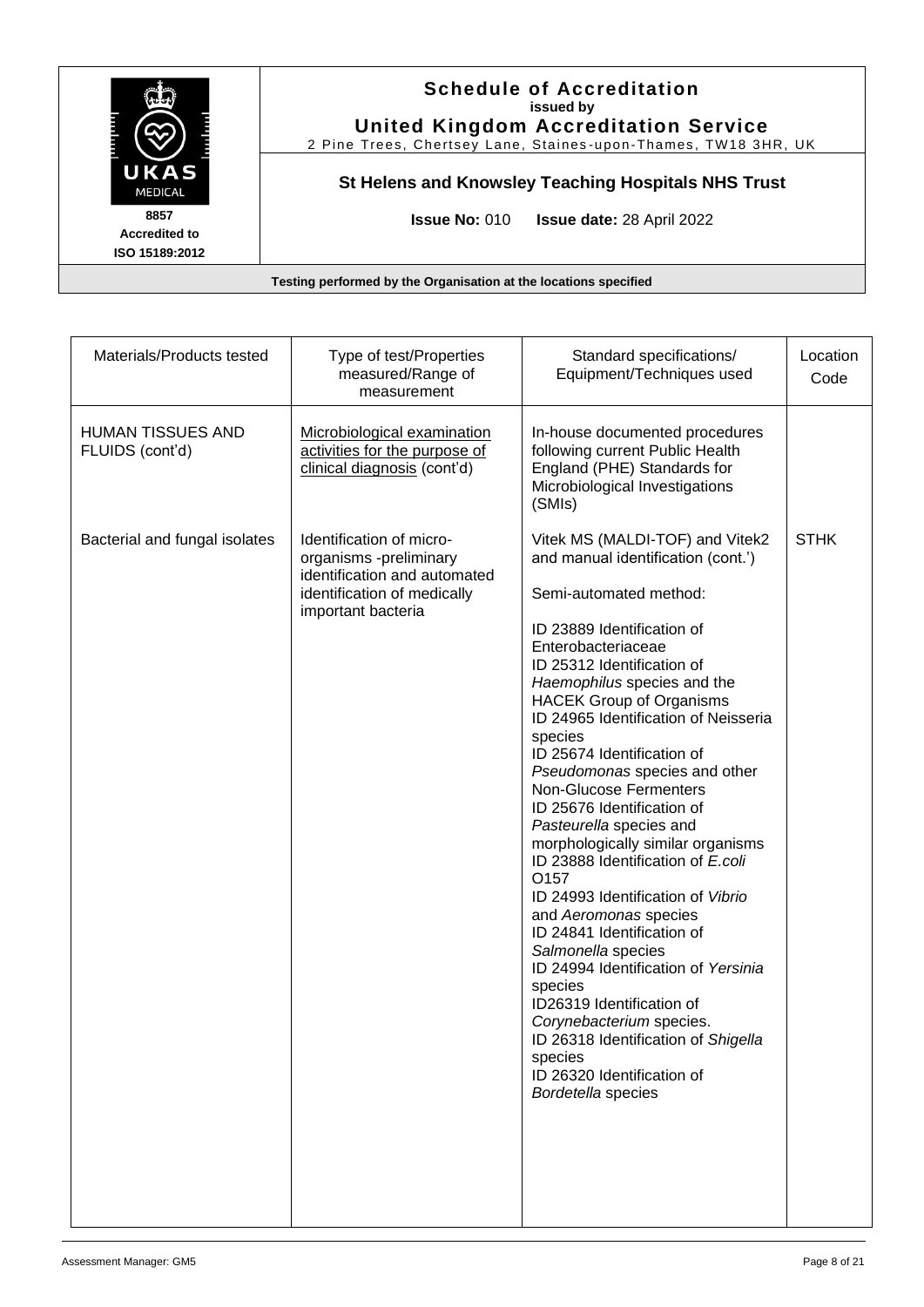**Schedule of Accreditation**
**issued by**
**United Kingdom Accreditation Service**
2 Pine Trees, Chertsey Lane, Staines-upon-Thames, TW18 3HR, UK

**St Helens and Knowsley Teaching Hospitals NHS Trust**

**8857**
**Accredited to**
**ISO 15189:2012**

**Issue No:** 010 **Issue date:** 28 April 2022

**Testing performed by the Organisation at the locations specified**

| Materials/Products tested | Type of test/Properties measured/Range of measurement | Standard specifications/ Equipment/Techniques used | Location Code |
|---|---|---|---|
| HUMAN TISSUES AND FLUIDS (cont'd) | Microbiological examination activities for the purpose of clinical diagnosis (cont'd) | In-house documented procedures following current Public Health England (PHE) Standards for Microbiological Investigations (SMIs) | |
| Bacterial and fungal isolates | Identification of micro-organisms -preliminary identification and automated identification of medically important bacteria | Vitek MS (MALDI-TOF) and Vitek2 and manual identification (cont.')<br><br>Semi-automated method:<br><br>ID 23889 Identification of Enterobacteriaceae<br>ID 25312 Identification of *Haemophilus* species and the HACEK Group of Organisms<br>ID 24965 Identification of Neisseria species<br>ID 25674 Identification of *Pseudomonas* species and other Non-Glucose Fermenters<br>ID 25676 Identification of *Pasteurella* species and morphologically similar organisms<br>ID 23888 Identification of *E.coli* O157<br>ID 24993 Identification of *Vibrio* and *Aeromonas* species<br>ID 24841 Identification of *Salmonella* species<br>ID 24994 Identification of *Yersinia* species<br>ID26319 Identification of *Corynebacterium* species.<br>ID 26318 Identification of *Shigella* species<br>ID 26320 Identification of *Bordetella* species | STHK |

Assessment Manager: GM5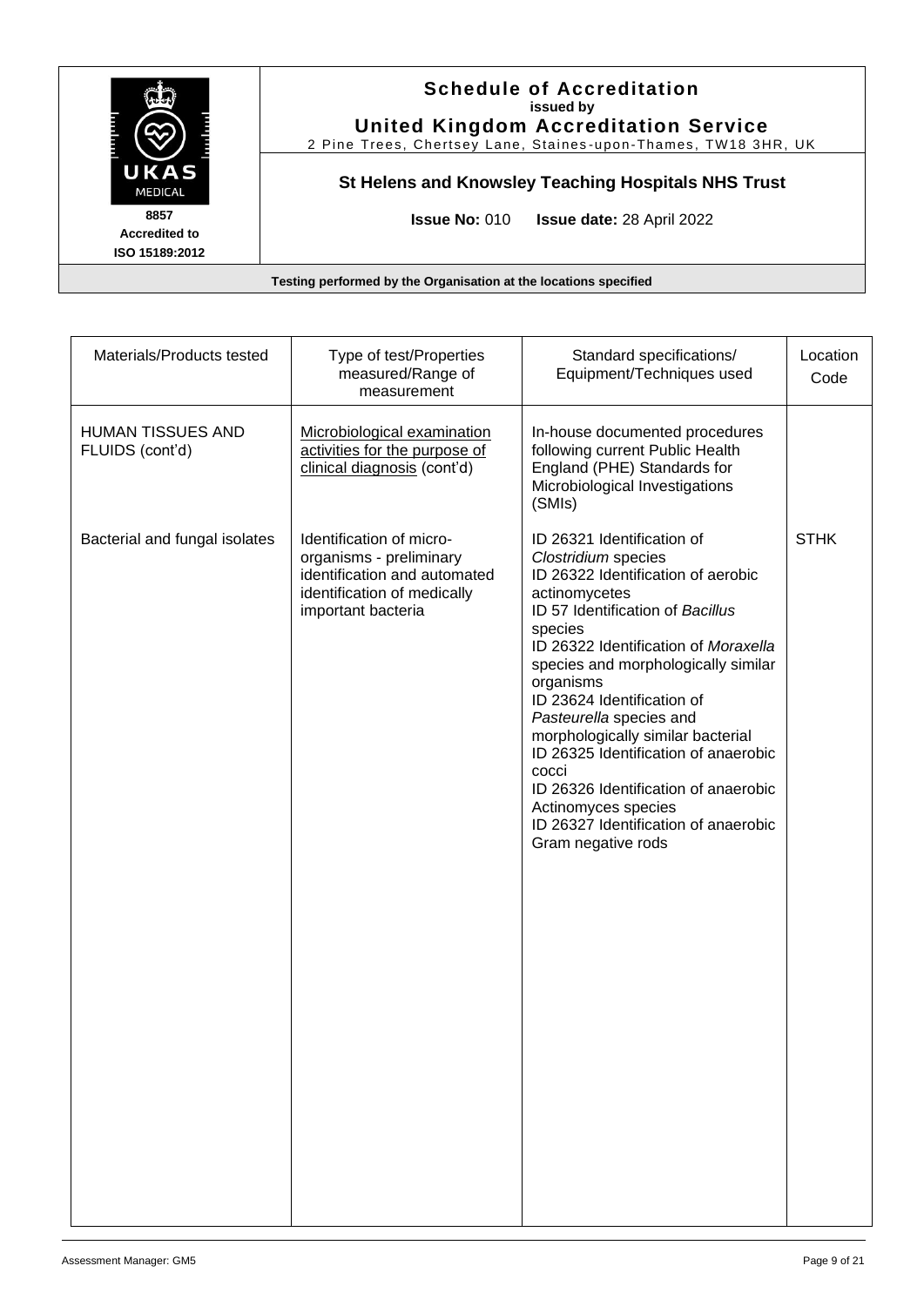# Schedule of Accreditation
**issued by**
**United Kingdom Accreditation Service**
2 Pine Trees, Chertsey Lane, Staines-upon-Thames, TW18 3HR, UK

**8857**
**Accredited to**
**ISO 15189:2012**

## St Helens and Knowsley Teaching Hospitals NHS Trust

**Issue No:** 010 **Issue date:** 28 April 2022

**Testing performed by the Organisation at the locations specified**

| Materials/Products tested | Type of test/Properties measured/Range of measurement | Standard specifications/ Equipment/Techniques used | Location Code |
|---|---|---|---|
| HUMAN TISSUES AND FLUIDS (cont'd) | Microbiological examination activities for the purpose of clinical diagnosis (cont'd) | In-house documented procedures following current Public Health England (PHE) Standards for Microbiological Investigations (SMIs) | |
| Bacterial and fungal isolates | Identification of micro-organisms - preliminary identification and automated identification of medically important bacteria | ID 26321 Identification of *Clostridium* species<br>ID 26322 Identification of aerobic actinomycetes<br>ID 57 Identification of *Bacillus* species<br>ID 26322 Identification of *Moraxella* species and morphologically similar organisms<br>ID 23624 Identification of *Pasteurella* species and morphologically similar bacterial<br>ID 26325 Identification of anaerobic cocci<br>ID 26326 Identification of anaerobic Actinomyces species<br>ID 26327 Identification of anaerobic Gram negative rods | STHK |

Assessment Manager: GM5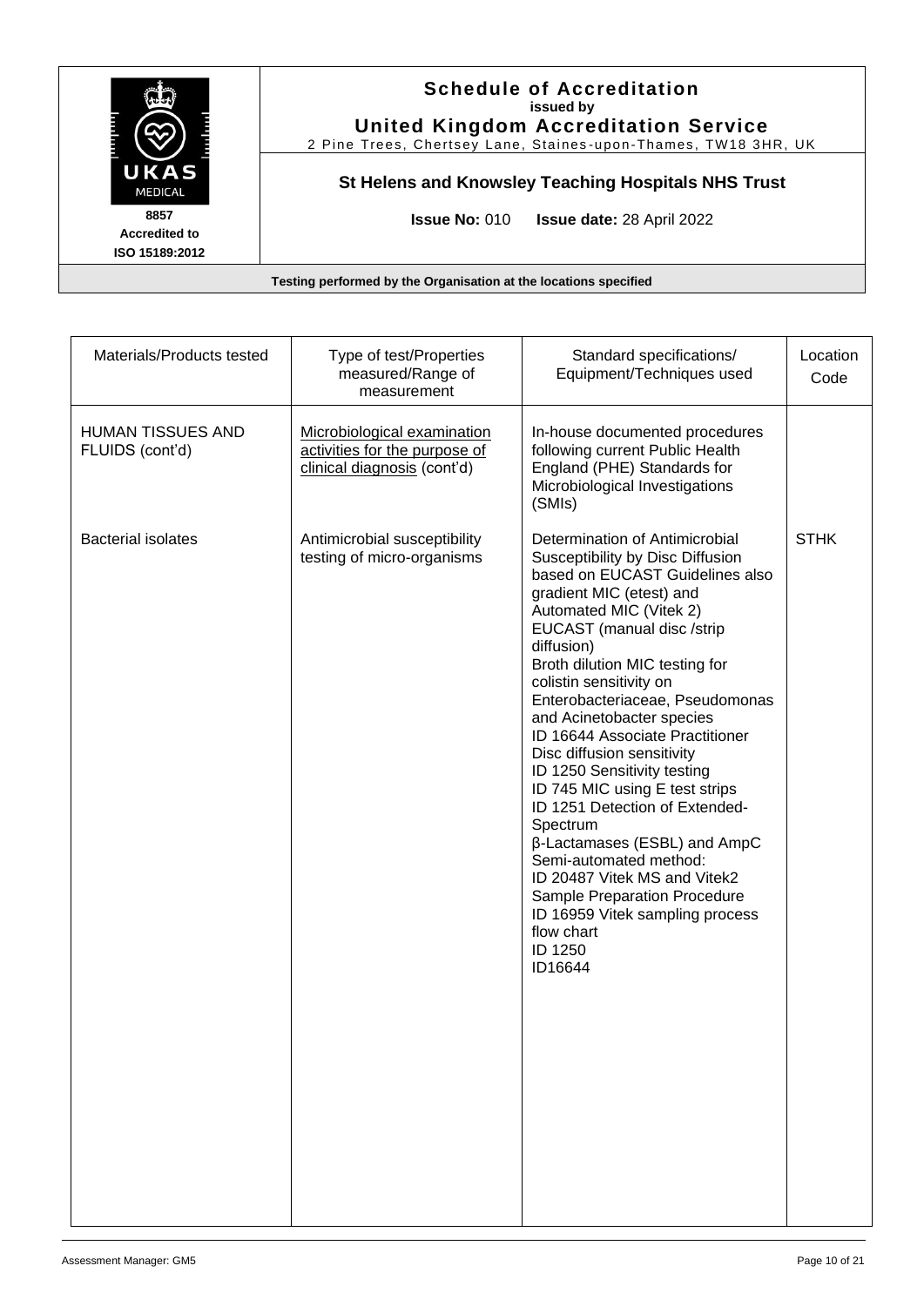## Schedule of Accreditation
**issued by**
**United Kingdom Accreditation Service**
2 Pine Trees, Chertsey Lane, Staines-upon-Thames, TW18 3HR, UK

**8857**
**Accredited to**
**ISO 15189:2012**

### St Helens and Knowsley Teaching Hospitals NHS Trust

**Issue No:** 010 **Issue date:** 28 April 2022

**Testing performed by the Organisation at the locations specified**

| Materials/Products tested | Type of test/Properties measured/Range of measurement | Standard specifications/ Equipment/Techniques used | Location Code |
|---|---|---|---|
| HUMAN TISSUES AND FLUIDS (cont'd) | Microbiological examination activities for the purpose of clinical diagnosis (cont'd) | In-house documented procedures following current Public Health England (PHE) Standards for Microbiological Investigations (SMIs) | |
| Bacterial isolates | Antimicrobial susceptibility testing of micro-organisms | Determination of Antimicrobial Susceptibility by Disc Diffusion based on EUCAST Guidelines also gradient MIC (etest) and Automated MIC (Vitek 2)<br>EUCAST (manual disc /strip diffusion)<br>Broth dilution MIC testing for colistin sensitivity on Enterobacteriaceae, Pseudomonas and Acinetobacter species<br>ID 16644 Associate Practitioner Disc diffusion sensitivity<br>ID 1250 Sensitivity testing<br>ID 745 MIC using E test strips<br>ID 1251 Detection of Extended-Spectrum β-Lactamases (ESBL) and AmpC<br>Semi-automated method:<br>ID 20487 Vitek MS and Vitek2 Sample Preparation Procedure<br>ID 16959 Vitek sampling process flow chart<br>ID 1250<br>ID16644 | STHK |

Assessment Manager: GM5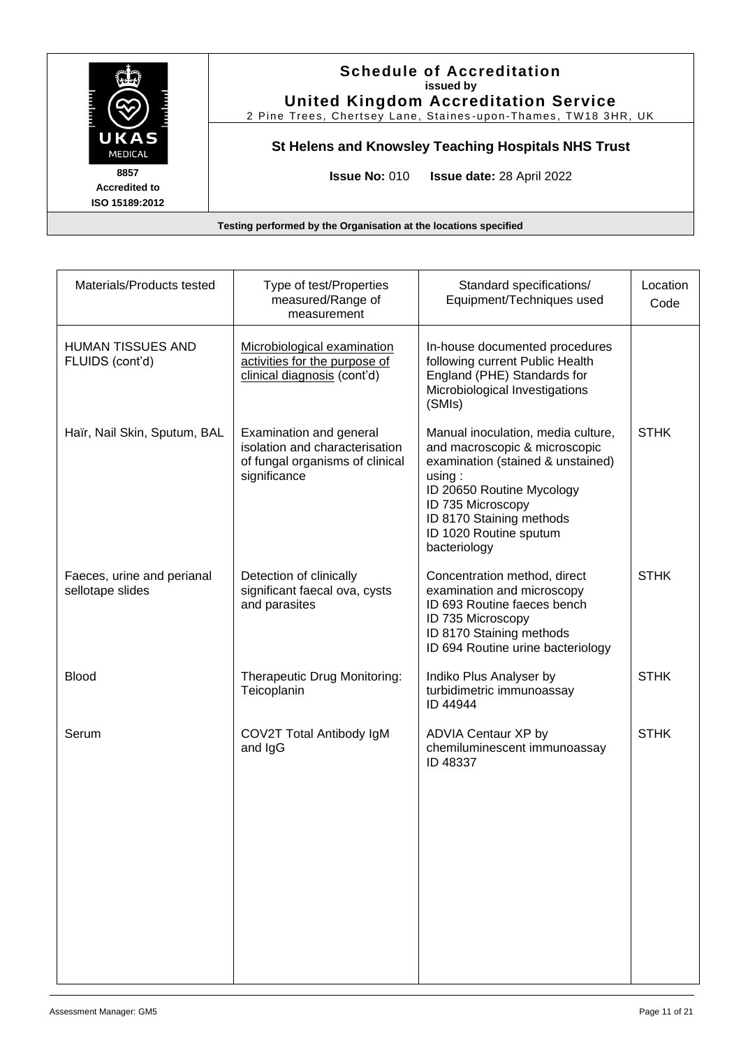# Schedule of Accreditation
**issued by**
**United Kingdom Accreditation Service**
2 Pine Trees, Chertsey Lane, Staines-upon-Thames, TW18 3HR, UK

**8857**
**Accredited to**
**ISO 15189:2012**

## St Helens and Knowsley Teaching Hospitals NHS Trust

**Issue No:** 010 **Issue date:** 28 April 2022

**Testing performed by the Organisation at the locations specified**

| Materials/Products tested | Type of test/Properties measured/Range of measurement | Standard specifications/ Equipment/Techniques used | Location Code |
|---|---|---|---|
| HUMAN TISSUES AND FLUIDS (cont'd) | Microbiological examination activities for the purpose of clinical diagnosis (cont'd) | In-house documented procedures following current Public Health England (PHE) Standards for Microbiological Investigations (SMIs) | |
| Haïr, Nail Skin, Sputum, BAL | Examination and general isolation and characterisation of fungal organisms of clinical significance | Manual inoculation, media culture, and macroscopic & microscopic examination (stained & unstained) using :<br>ID 20650 Routine Mycology<br>ID 735 Microscopy<br>ID 8170 Staining methods<br>ID 1020 Routine sputum bacteriology | STHK |
| Faeces, urine and perianal sellotape slides | Detection of clinically significant faecal ova, cysts and parasites | Concentration method, direct examination and microscopy<br>ID 693 Routine faeces bench<br>ID 735 Microscopy<br>ID 8170 Staining methods<br>ID 694 Routine urine bacteriology | STHK |
| Blood | Therapeutic Drug Monitoring: Teicoplanin | Indiko Plus Analyser by turbidimetric immunoassay<br>ID 44944 | STHK |
| Serum | COV2T Total Antibody IgM and IgG | ADVIA Centaur XP by chemiluminescent immunoassay<br>ID 48337 | STHK |

Assessment Manager: GM5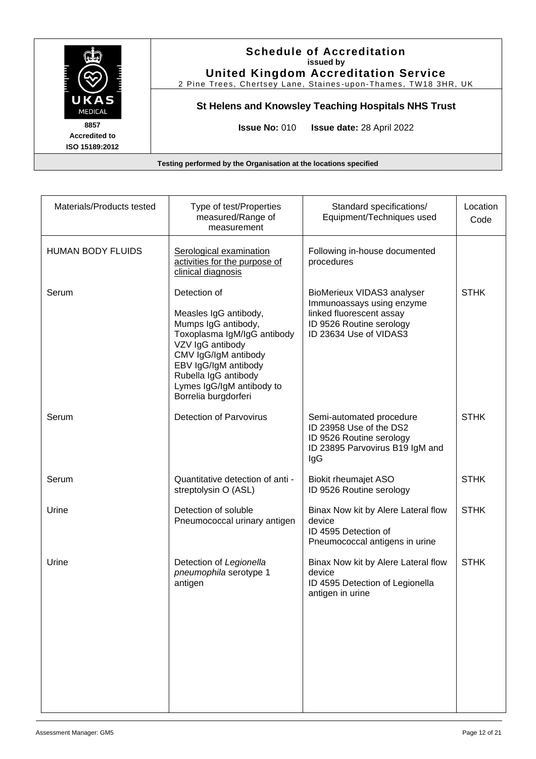**Schedule of Accreditation**
**issued by**
**United Kingdom Accreditation Service**
2 Pine Trees, Chertsey Lane, Staines-upon-Thames, TW18 3HR, UK

8857
Accredited to
ISO 15189:2012

**St Helens and Knowsley Teaching Hospitals NHS Trust**

**Issue No:** 010 **Issue date:** 28 April 2022

**Testing performed by the Organisation at the locations specified**

| Materials/Products tested | Type of test/Properties measured/Range of measurement | Standard specifications/ Equipment/Techniques used | Location Code |
|---|---|---|---|
| HUMAN BODY FLUIDS | Serological examination activities for the purpose of clinical diagnosis | Following in-house documented procedures | |
| Serum | Detection of<br><br>Measles IgG antibody,<br>Mumps IgG antibody,<br>Toxoplasma IgM/IgG antibody<br>VZV IgG antibody<br>CMV IgG/IgM antibody<br>EBV IgG/IgM antibody<br>Rubella IgG antibody<br>Lymes IgG/IgM antibody to Borrelia burgdorferi | BioMerieux VIDAS3 analyser<br>Immunoassays using enzyme linked fluorescent assay<br>ID 9526 Routine serology<br>ID 23634 Use of VIDAS3 | STHK |
| Serum | Detection of Parvovirus | Semi-automated procedure<br>ID 23958 Use of the DS2<br>ID 9526 Routine serology<br>ID 23895 Parvovirus B19 IgM and IgG | STHK |
| Serum | Quantitative detection of anti - streptolysin O (ASL) | Biokit rheumajet ASO<br>ID 9526 Routine serology | STHK |
| Urine | Detection of soluble Pneumococcal urinary antigen | Binax Now kit by Alere Lateral flow device<br>ID 4595 Detection of Pneumococcal antigens in urine | STHK |
| Urine | Detection of *Legionella pneumophila* serotype 1 antigen | Binax Now kit by Alere Lateral flow device<br>ID 4595 Detection of Legionella antigen in urine | STHK |

Assessment Manager: GM5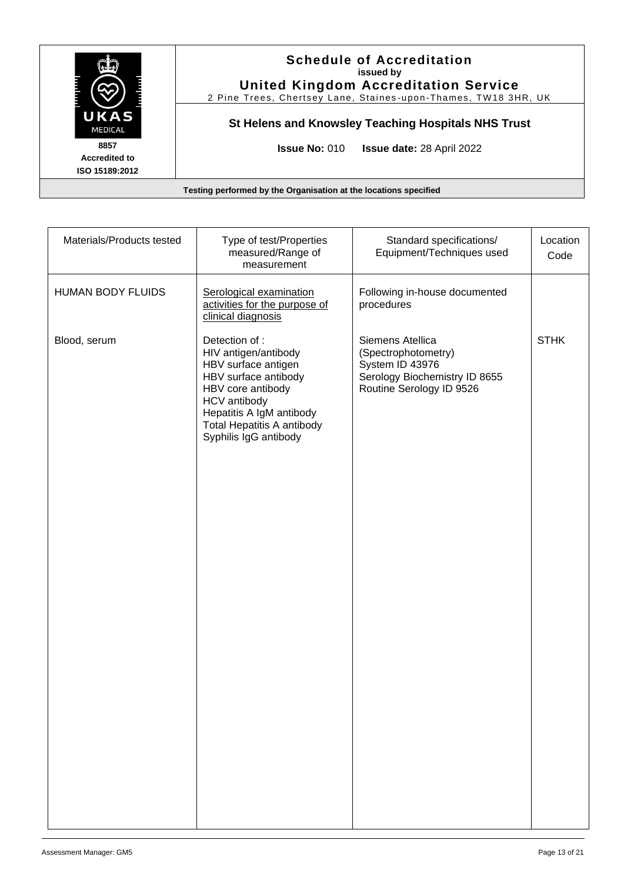# Schedule of Accreditation
**issued by**
**United Kingdom Accreditation Service**
2 Pine Trees, Chertsey Lane, Staines-upon-Thames, TW18 3HR, UK

**8857**
**Accredited to**
**ISO 15189:2012**

## St Helens and Knowsley Teaching Hospitals NHS Trust

**Issue No:** 010 **Issue date:** 28 April 2022

**Testing performed by the Organisation at the locations specified**

| Materials/Products tested | Type of test/Properties measured/Range of measurement | Standard specifications/ Equipment/Techniques used | Location Code |
|---|---|---|---|
| HUMAN BODY FLUIDS | Serological examination activities for the purpose of clinical diagnosis | Following in-house documented procedures | |
| Blood, serum | Detection of :<br>HIV antigen/antibody<br>HBV surface antigen<br>HBV surface antibody<br>HBV core antibody<br>HCV antibody<br>Hepatitis A IgM antibody<br>Total Hepatitis A antibody<br>Syphilis IgG antibody | Siemens Atellica (Spectrophotometry)<br>System ID 43976<br>Serology Biochemistry ID 8655<br>Routine Serology ID 9526 | STHK |

Assessment Manager: GM5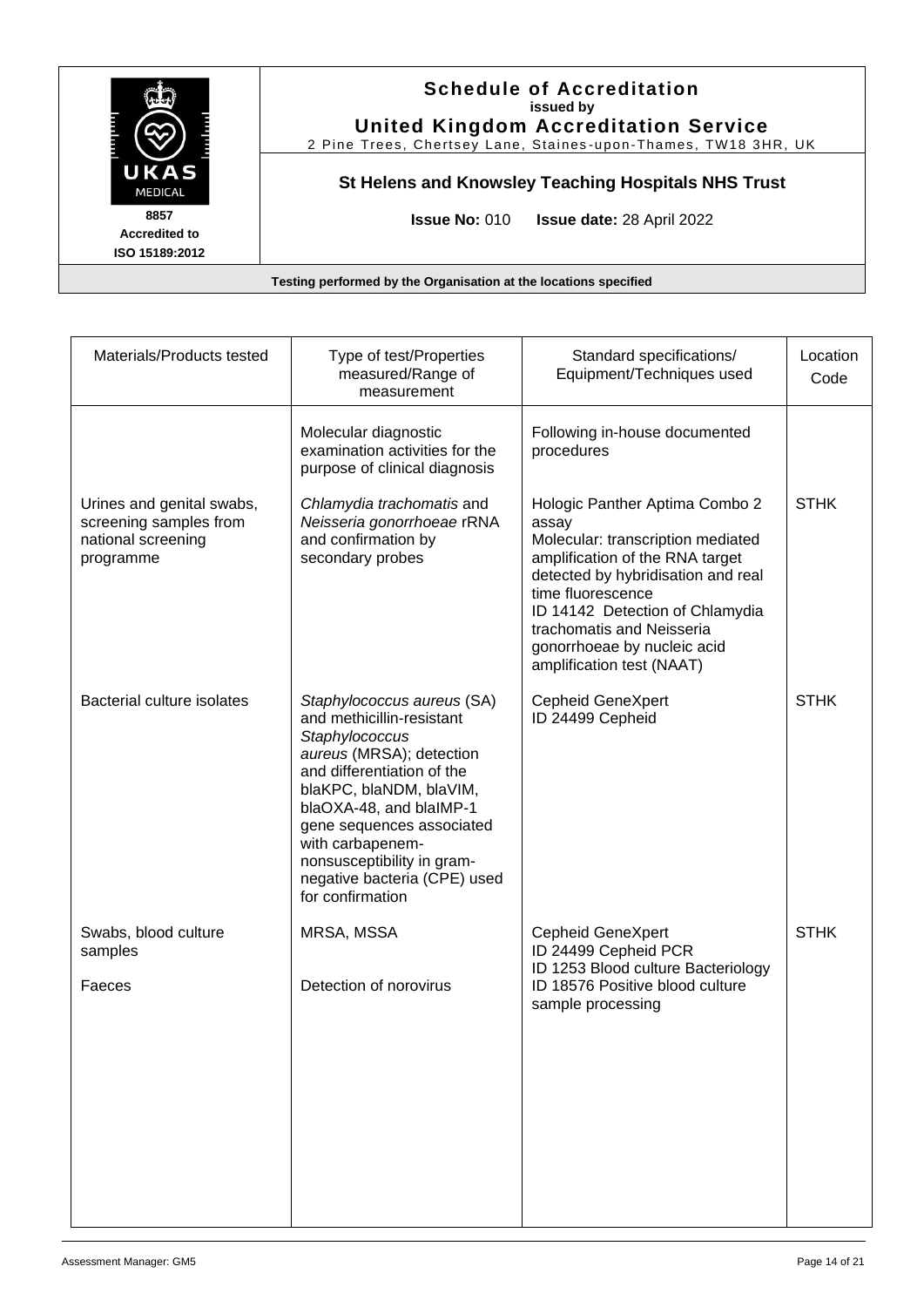# Schedule of Accreditation
**issued by**
**United Kingdom Accreditation Service**
2 Pine Trees, Chertsey Lane, Staines-upon-Thames, TW18 3HR, UK

8857
Accredited to
ISO 15189:2012

## St Helens and Knowsley Teaching Hospitals NHS Trust

**Issue No:** 010 **Issue date:** 28 April 2022

**Testing performed by the Organisation at the locations specified**

| Materials/Products tested | Type of test/Properties measured/Range of measurement | Standard specifications/ Equipment/Techniques used | Location Code |
|---|---|---|---|
| | Molecular diagnostic examination activities for the purpose of clinical diagnosis | Following in-house documented procedures | |
| Urines and genital swabs, screening samples from national screening programme | *Chlamydia trachomatis* and *Neisseria gonorrhoeae* rRNA and confirmation by secondary probes | Hologic Panther Aptima Combo 2 assay<br>Molecular: transcription mediated amplification of the RNA target detected by hybridisation and real time fluorescence<br>ID 14142 Detection of Chlamydia trachomatis and Neisseria gonorrhoeae by nucleic acid amplification test (NAAT) | STHK |
| Bacterial culture isolates | *Staphylococcus aureus* (SA) and methicillin-resistant *Staphylococcus aureus* (MRSA); detection and differentiation of the blaKPC, blaNDM, blaVIM, blaOXA-48, and blaIMP-1 gene sequences associated with carbapenem-nonsusceptibility in gram-negative bacteria (CPE) used for confirmation | Cepheid GeneXpert<br>ID 24499 Cepheid | STHK |
| Swabs, blood culture samples<br><br>Faeces | MRSA, MSSA<br><br>Detection of norovirus | Cepheid GeneXpert<br>ID 24499 Cepheid PCR<br>ID 1253 Blood culture Bacteriology<br>ID 18576 Positive blood culture sample processing | STHK |

Assessment Manager: GM5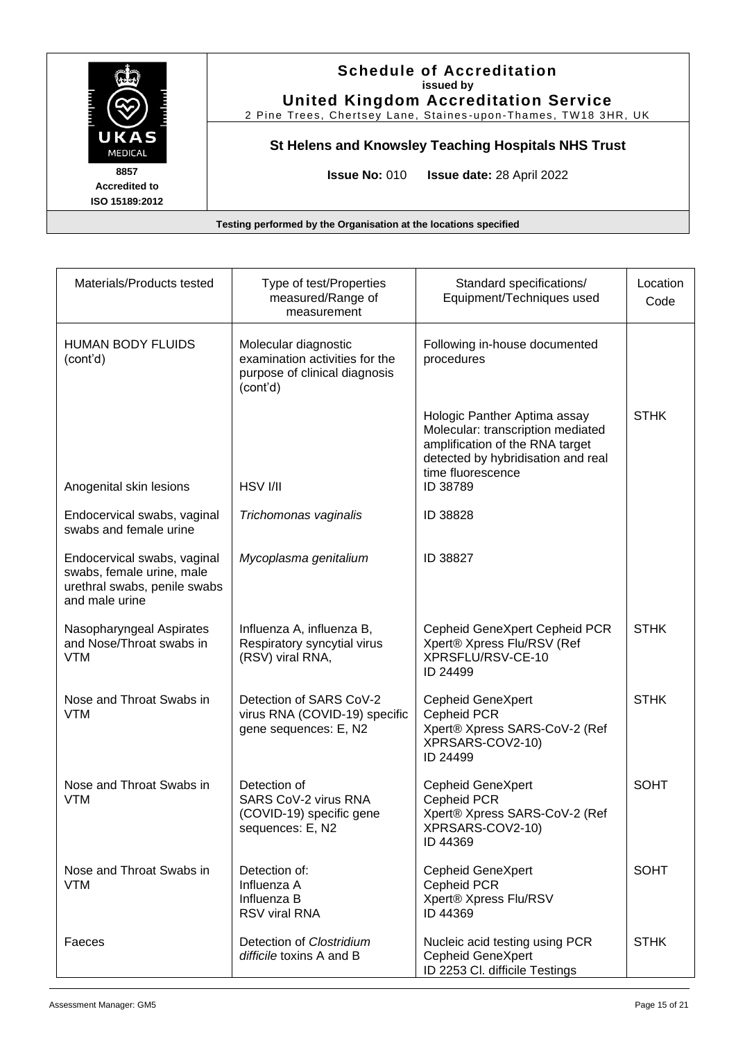**Schedule of Accreditation**
**issued by**
**United Kingdom Accreditation Service**
2 Pine Trees, Chertsey Lane, Staines-upon-Thames, TW18 3HR, UK

UKAS MEDICAL
**8857**
**Accredited to**
**ISO 15189:2012**

**St Helens and Knowsley Teaching Hospitals NHS Trust**

**Issue No:** 010 **Issue date:** 28 April 2022

**Testing performed by the Organisation at the locations specified**

| Materials/Products tested | Type of test/Properties measured/Range of measurement | Standard specifications/ Equipment/Techniques used | Location Code |
|---|---|---|---|
| HUMAN BODY FLUIDS (cont'd) | Molecular diagnostic examination activities for the purpose of clinical diagnosis (cont'd) | Following in-house documented procedures | |
| | | Hologic Panther Aptima assay Molecular: transcription mediated amplification of the RNA target detected by hybridisation and real time fluorescence | STHK |
| Anogenital skin lesions | HSV I/II | ID 38789 | |
| Endocervical swabs, vaginal swabs and female urine | *Trichomonas vaginalis* | ID 38828 | |
| Endocervical swabs, vaginal swabs, female urine, male urethral swabs, penile swabs and male urine | *Mycoplasma genitalium* | ID 38827 | |
| Nasopharyngeal Aspirates and Nose/Throat swabs in VTM | Influenza A, influenza B, Respiratory syncytial virus (RSV) viral RNA, | Cepheid GeneXpert Cepheid PCR Xpert® Xpress Flu/RSV (Ref XPRSFLU/RSV-CE-10<br>ID 24499 | STHK |
| Nose and Throat Swabs in VTM | Detection of SARS CoV-2 virus RNA (COVID-19) specific gene sequences: E, N2 | Cepheid GeneXpert<br>Cepheid PCR<br>Xpert® Xpress SARS-CoV-2 (Ref XPRSARS-COV2-10)<br>ID 24499 | STHK |
| Nose and Throat Swabs in VTM | Detection of<br>SARS CoV-2 virus RNA (COVID-19) specific gene sequences: E, N2 | Cepheid GeneXpert<br>Cepheid PCR<br>Xpert® Xpress SARS-CoV-2 (Ref XPRSARS-COV2-10)<br>ID 44369 | SOHT |
| Nose and Throat Swabs in VTM | Detection of:<br>Influenza A<br>Influenza B<br>RSV viral RNA | Cepheid GeneXpert<br>Cepheid PCR<br>Xpert® Xpress Flu/RSV<br>ID 44369 | SOHT |
| Faeces | Detection of *Clostridium difficile* toxins A and B | Nucleic acid testing using PCR<br>Cepheid GeneXpert<br>ID 2253 Cl. difficile Testings | STHK |

Assessment Manager: GM5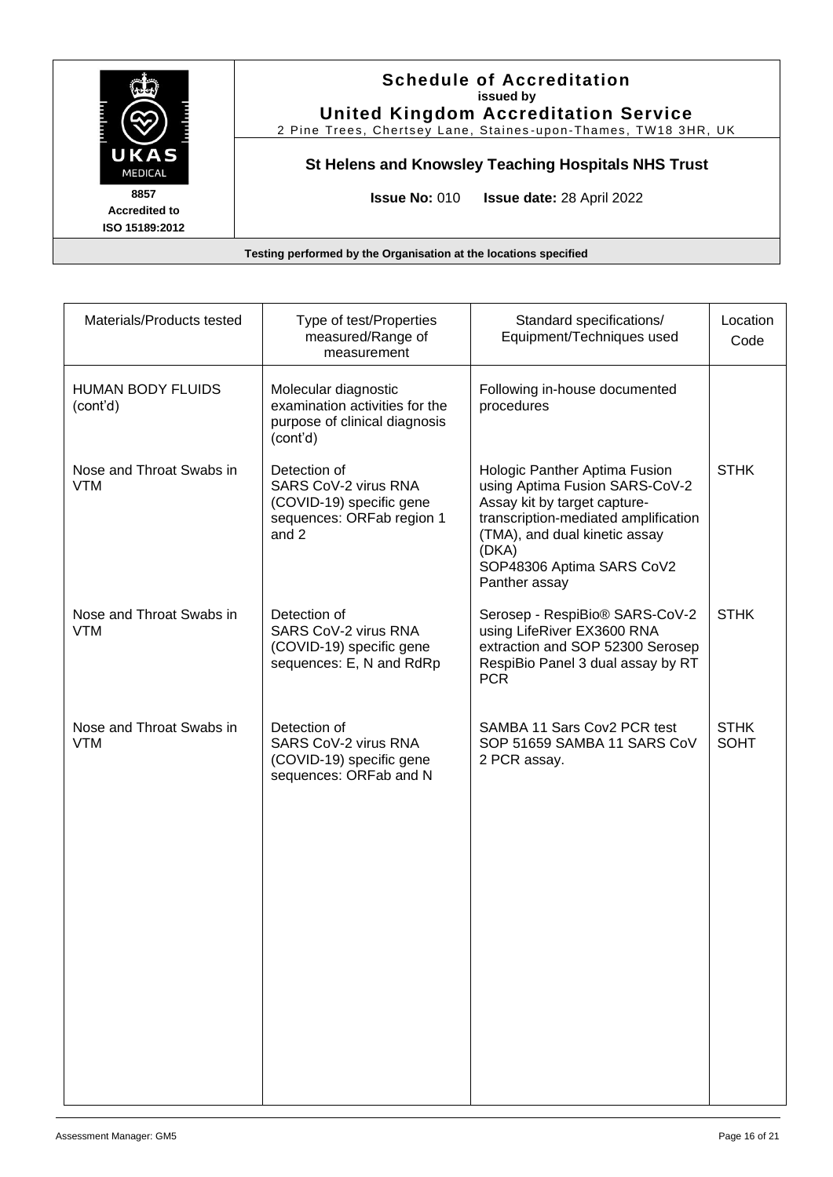**Schedule of Accreditation**
issued by
**United Kingdom Accreditation Service**
2 Pine Trees, Chertsey Lane, Staines-upon-Thames, TW18 3HR, UK

8857
Accredited to
ISO 15189:2012

**St Helens and Knowsley Teaching Hospitals NHS Trust**

**Issue No:** 010 **Issue date:** 28 April 2022

**Testing performed by the Organisation at the locations specified**

| Materials/Products tested | Type of test/Properties measured/Range of measurement | Standard specifications/ Equipment/Techniques used | Location Code |
|---|---|---|---|
| HUMAN BODY FLUIDS (cont'd) | Molecular diagnostic examination activities for the purpose of clinical diagnosis (cont'd) | Following in-house documented procedures | |
| Nose and Throat Swabs in VTM | Detection of SARS CoV-2 virus RNA (COVID-19) specific gene sequences: ORFab region 1 and 2 | Hologic Panther Aptima Fusion using Aptima Fusion SARS-CoV-2 Assay kit by target capture-transcription-mediated amplification (TMA), and dual kinetic assay (DKA)<br>SOP48306 Aptima SARS CoV2 Panther assay | STHK |
| Nose and Throat Swabs in VTM | Detection of SARS CoV-2 virus RNA (COVID-19) specific gene sequences: E, N and RdRp | Serosep - RespiBio® SARS-CoV-2 using LifeRiver EX3600 RNA extraction and SOP 52300 Serosep RespiBio Panel 3 dual assay by RT PCR | STHK |
| Nose and Throat Swabs in VTM | Detection of SARS CoV-2 virus RNA (COVID-19) specific gene sequences: ORFab and N | SAMBA 11 Sars Cov2 PCR test<br>SOP 51659 SAMBA 11 SARS CoV 2 PCR assay. | STHK<br>SOHT |

Assessment Manager: GM5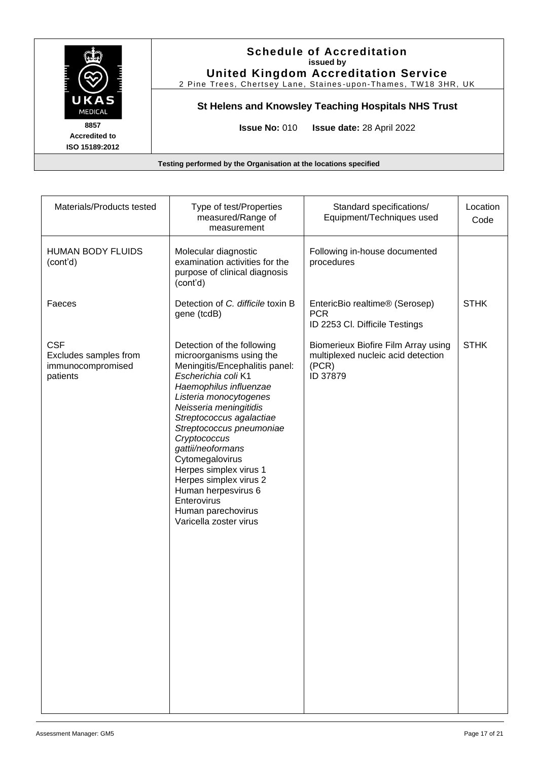**Schedule of Accreditation**
**issued by**
**United Kingdom Accreditation Service**
2 Pine Trees, Chertsey Lane, Staines-upon-Thames, TW18 3HR, UK

**St Helens and Knowsley Teaching Hospitals NHS Trust**

**8857**
**Accredited to**
**ISO 15189:2012**

**Issue No:** 010 **Issue date:** 28 April 2022

**Testing performed by the Organisation at the locations specified**

| Materials/Products tested | Type of test/Properties measured/Range of measurement | Standard specifications/ Equipment/Techniques used | Location Code |
|---|---|---|---|
| HUMAN BODY FLUIDS (cont'd) | Molecular diagnostic examination activities for the purpose of clinical diagnosis (cont'd) | Following in-house documented procedures | |
| Faeces | Detection of *C. difficile* toxin B gene (tcdB) | EntericBio realtime® (Serosep) PCR<br>ID 2253 Cl. Difficile Testings | STHK |
| CSF<br>Excludes samples from immunocompromised patients | Detection of the following microorganisms using the Meningitis/Encephalitis panel:<br>*Escherichia coli* K1<br>*Haemophilus influenzae*<br>*Listeria monocytogenes*<br>*Neisseria meningitidis*<br>*Streptococcus agalactiae*<br>*Streptococcus pneumoniae*<br>*Cryptococcus gattii/neoformans*<br>Cytomegalovirus<br>Herpes simplex virus 1<br>Herpes simplex virus 2<br>Human herpesvirus 6<br>Enterovirus<br>Human parechovirus<br>Varicella zoster virus | Biomerieux Biofire Film Array using multiplexed nucleic acid detection (PCR)<br>ID 37879 | STHK |

Assessment Manager: GM5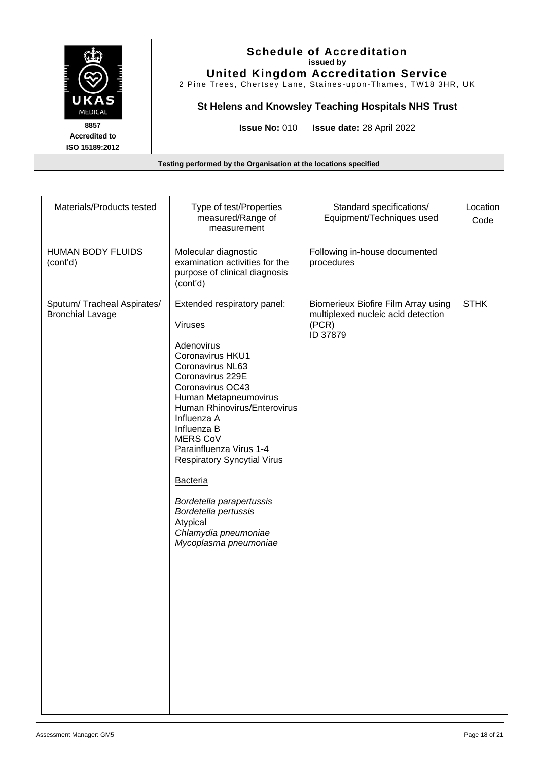**Schedule of Accreditation**
**issued by**
**United Kingdom Accreditation Service**
2 Pine Trees, Chertsey Lane, Staines-upon-Thames, TW18 3HR, UK

**St Helens and Knowsley Teaching Hospitals NHS Trust**

**Issue No:** 010 **Issue date:** 28 April 2022

8857
Accredited to
ISO 15189:2012

**Testing performed by the Organisation at the locations specified**

| Materials/Products tested | Type of test/Properties measured/Range of measurement | Standard specifications/ Equipment/Techniques used | Location Code |
|---|---|---|---|
| HUMAN BODY FLUIDS (cont'd) | Molecular diagnostic examination activities for the purpose of clinical diagnosis (cont'd) | Following in-house documented procedures | |
| Sputum/ Tracheal Aspirates/ Bronchial Lavage | Extended respiratory panel:<br><br>Viruses<br><br>Adenovirus<br>Coronavirus HKU1<br>Coronavirus NL63<br>Coronavirus 229E<br>Coronavirus OC43<br>Human Metapneumovirus<br>Human Rhinovirus/Enterovirus<br>Influenza A<br>Influenza B<br>MERS CoV<br>Parainfluenza Virus 1-4<br>Respiratory Syncytial Virus<br><br>Bacteria<br><br>*Bordetella parapertussis*<br>*Bordetella pertussis*<br>Atypical<br>*Chlamydia pneumoniae*<br>*Mycoplasma pneumoniae* | Biomerieux Biofire Film Array using multiplexed nucleic acid detection (PCR)<br>ID 37879 | STHK |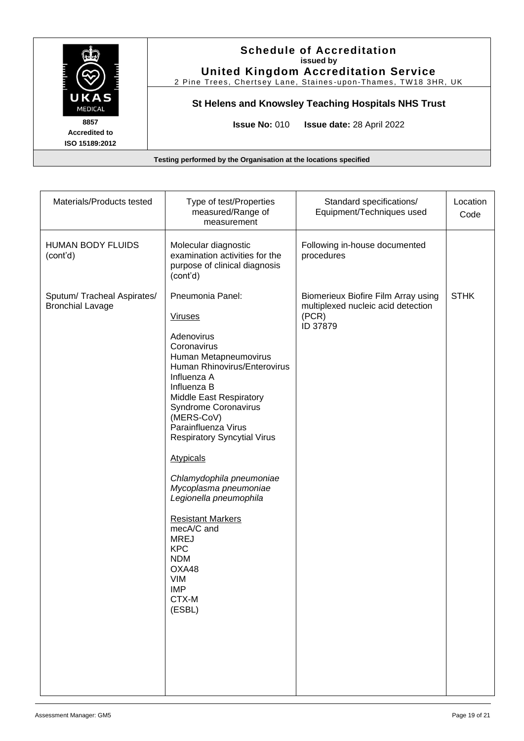**Schedule of Accreditation**
**issued by**
**United Kingdom Accreditation Service**
2 Pine Trees, Chertsey Lane, Staines-upon-Thames, TW18 3HR, UK

**8857**
**Accredited to**
**ISO 15189:2012**

**St Helens and Knowsley Teaching Hospitals NHS Trust**

**Issue No:** 010 **Issue date:** 28 April 2022

**Testing performed by the Organisation at the locations specified**

| Materials/Products tested | Type of test/Properties measured/Range of measurement | Standard specifications/ Equipment/Techniques used | Location Code |
|---|---|---|---|
| HUMAN BODY FLUIDS (cont'd) | Molecular diagnostic examination activities for the purpose of clinical diagnosis (cont'd) | Following in-house documented procedures | |
| Sputum/ Tracheal Aspirates/ Bronchial Lavage | Pneumonia Panel:<br><br>Viruses<br><br>Adenovirus<br>Coronavirus<br>Human Metapneumovirus<br>Human Rhinovirus/Enterovirus<br>Influenza A<br>Influenza B<br>Middle East Respiratory Syndrome Coronavirus (MERS-CoV)<br>Parainfluenza Virus<br>Respiratory Syncytial Virus<br><br>Atypicals<br><br>*Chlamydophila pneumoniae*<br>*Mycoplasma pneumoniae*<br>*Legionella pneumophila*<br><br>Resistant Markers<br>mecA/C and<br>MREJ<br>KPC<br>NDM<br>OXA48<br>VIM<br>IMP<br>CTX-M<br>(ESBL) | Biomerieux Biofire Film Array using multiplexed nucleic acid detection (PCR)<br>ID 37879 | STHK |

Assessment Manager: GM5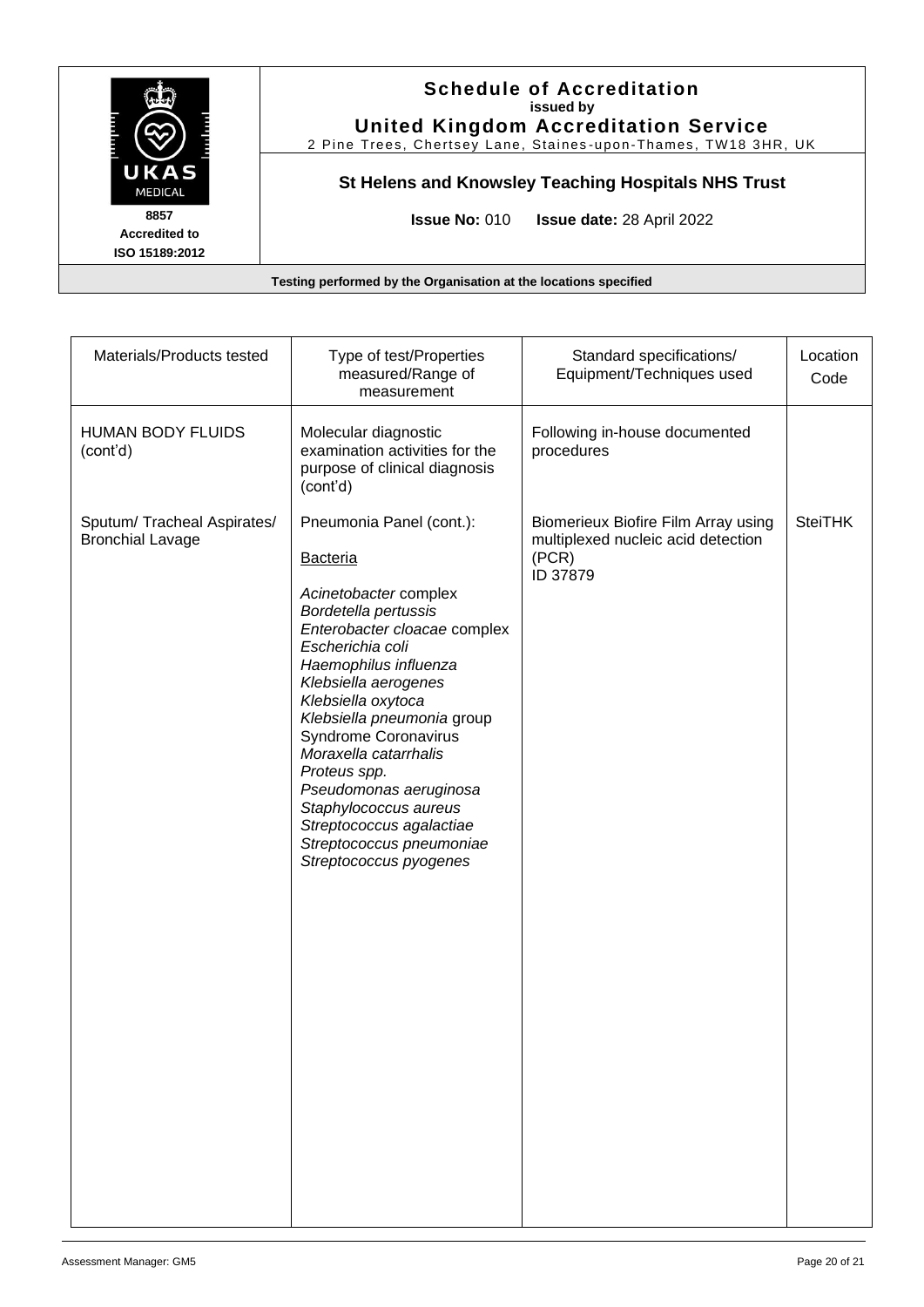# Schedule of Accreditation

issued by

**United Kingdom Accreditation Service**

2 Pine Trees, Chertsey Lane, Staines-upon-Thames, TW18 3HR, UK

8857 Accredited to ISO 15189:2012

## St Helens and Knowsley Teaching Hospitals NHS Trust

**Issue No:** 010 **Issue date:** 28 April 2022

**Testing performed by the Organisation at the locations specified**

| Materials/Products tested | Type of test/Properties measured/Range of measurement | Standard specifications/ Equipment/Techniques used | Location Code |
|---|---|---|---|
| HUMAN BODY FLUIDS (cont'd) | Molecular diagnostic examination activities for the purpose of clinical diagnosis (cont'd) | Following in-house documented procedures | |
| Sputum/ Tracheal Aspirates/ Bronchial Lavage | Pneumonia Panel (cont.):<br><br>Bacteria<br><br>*Acinetobacter* complex<br>*Bordetella pertussis*<br>*Enterobacter cloacae* complex<br>*Escherichia coli*<br>*Haemophilus influenza*<br>*Klebsiella aerogenes*<br>*Klebsiella oxytoca*<br>*Klebsiella pneumonia* group<br>Syndrome Coronavirus<br>*Moraxella catarrhalis*<br>*Proteus spp.*<br>*Pseudomonas aeruginosa*<br>*Staphylococcus aureus*<br>*Streptococcus agalactiae*<br>*Streptococcus pneumoniae*<br>*Streptococcus pyogenes* | Biomerieux Biofire Film Array using multiplexed nucleic acid detection (PCR)<br>ID 37879 | SteiTHK |

Assessment Manager: GM5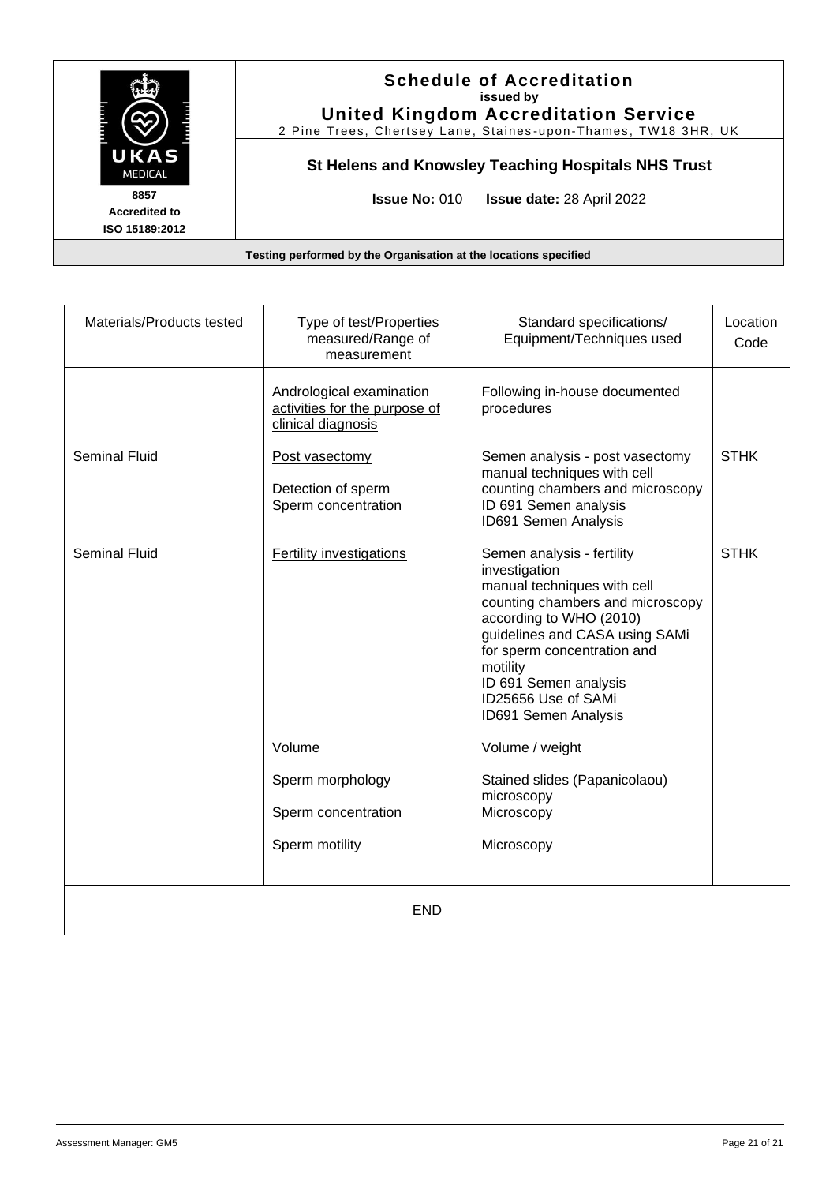# Schedule of Accreditation
**issued by**
**United Kingdom Accreditation Service**
2 Pine Trees, Chertsey Lane, Staines-upon-Thames, TW18 3HR, UK

**8857**
**Accredited to**
**ISO 15189:2012**

## St Helens and Knowsley Teaching Hospitals NHS Trust

**Issue No:** 010 **Issue date:** 28 April 2022

**Testing performed by the Organisation at the locations specified**

| Materials/Products tested | Type of test/Properties measured/Range of measurement | Standard specifications/ Equipment/Techniques used | Location Code |
|---|---|---|---|
| | Andrological examination activities for the purpose of clinical diagnosis | Following in-house documented procedures | |
| Seminal Fluid | Post vasectomy<br><br>Detection of sperm<br>Sperm concentration | Semen analysis - post vasectomy manual techniques with cell counting chambers and microscopy<br>ID 691 Semen analysis<br>ID691 Semen Analysis | STHK |
| Seminal Fluid | Fertility investigations | Semen analysis - fertility investigation<br>manual techniques with cell counting chambers and microscopy according to WHO (2010) guidelines and CASA using SAMi for sperm concentration and motility<br>ID 691 Semen analysis<br>ID25656 Use of SAMi<br>ID691 Semen Analysis | STHK |
| | Volume | Volume / weight | |
| | Sperm morphology | Stained slides (Papanicolaou) microscopy | |
| | Sperm concentration | Microscopy | |
| | Sperm motility | Microscopy | |

END

Assessment Manager: GM5